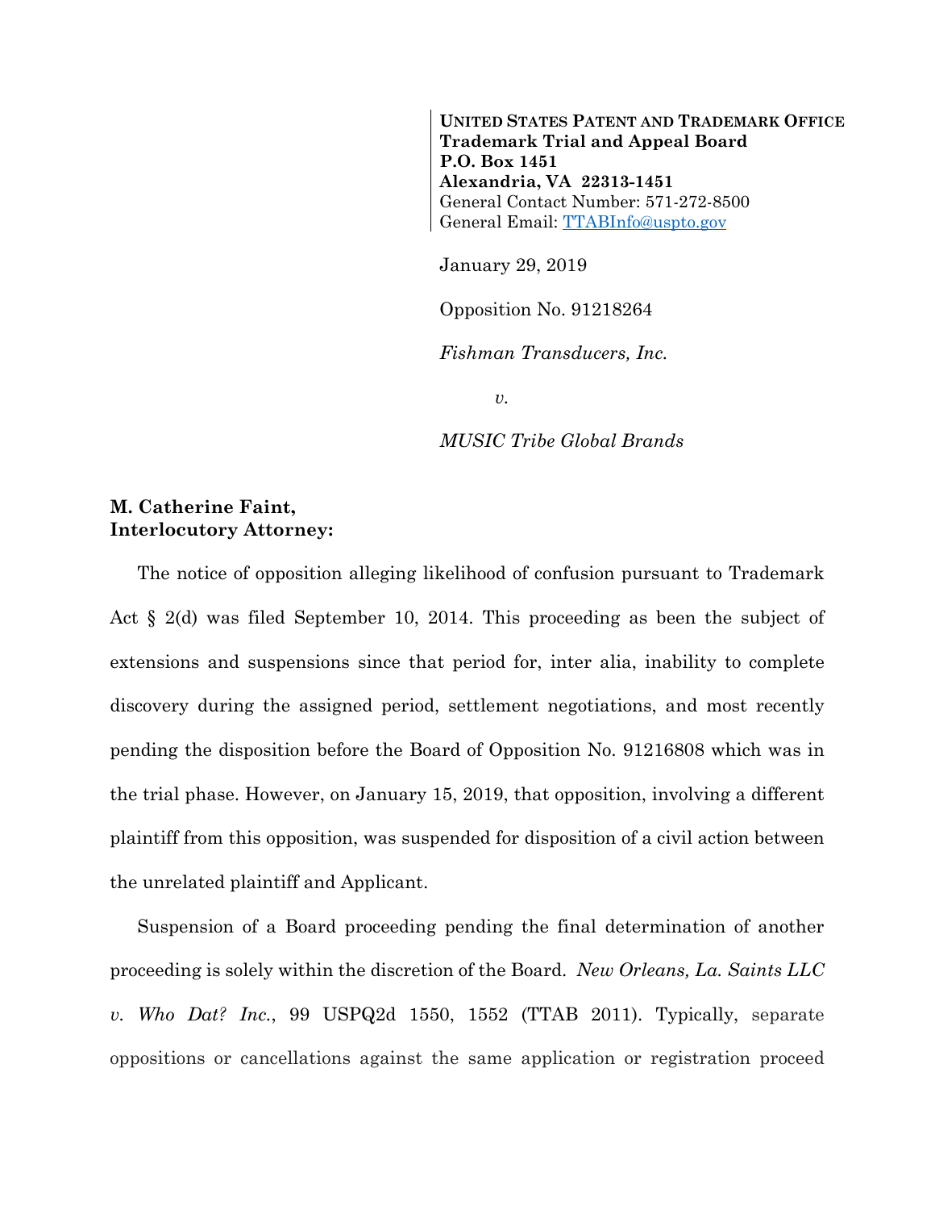**UNITED STATES PATENT AND TRADEMARK OFFICE**
**Trademark Trial and Appeal Board**
**P.O. Box 1451**
**Alexandria, VA 22313-1451**
General Contact Number: 571-272-8500
General Email: TTABInfo@uspto.gov

January 29, 2019

Opposition No. 91218264

*Fishman Transducers, Inc.*

*v.*

*MUSIC Tribe Global Brands*

**M. Catherine Faint,**
**Interlocutory Attorney:**

The notice of opposition alleging likelihood of confusion pursuant to Trademark Act § 2(d) was filed September 10, 2014. This proceeding as been the subject of extensions and suspensions since that period for, inter alia, inability to complete discovery during the assigned period, settlement negotiations, and most recently pending the disposition before the Board of Opposition No. 91216808 which was in the trial phase. However, on January 15, 2019, that opposition, involving a different plaintiff from this opposition, was suspended for disposition of a civil action between the unrelated plaintiff and Applicant.

Suspension of a Board proceeding pending the final determination of another proceeding is solely within the discretion of the Board. *New Orleans, La. Saints LLC v. Who Dat? Inc.*, 99 USPQ2d 1550, 1552 (TTAB 2011). Typically, separate oppositions or cancellations against the same application or registration proceed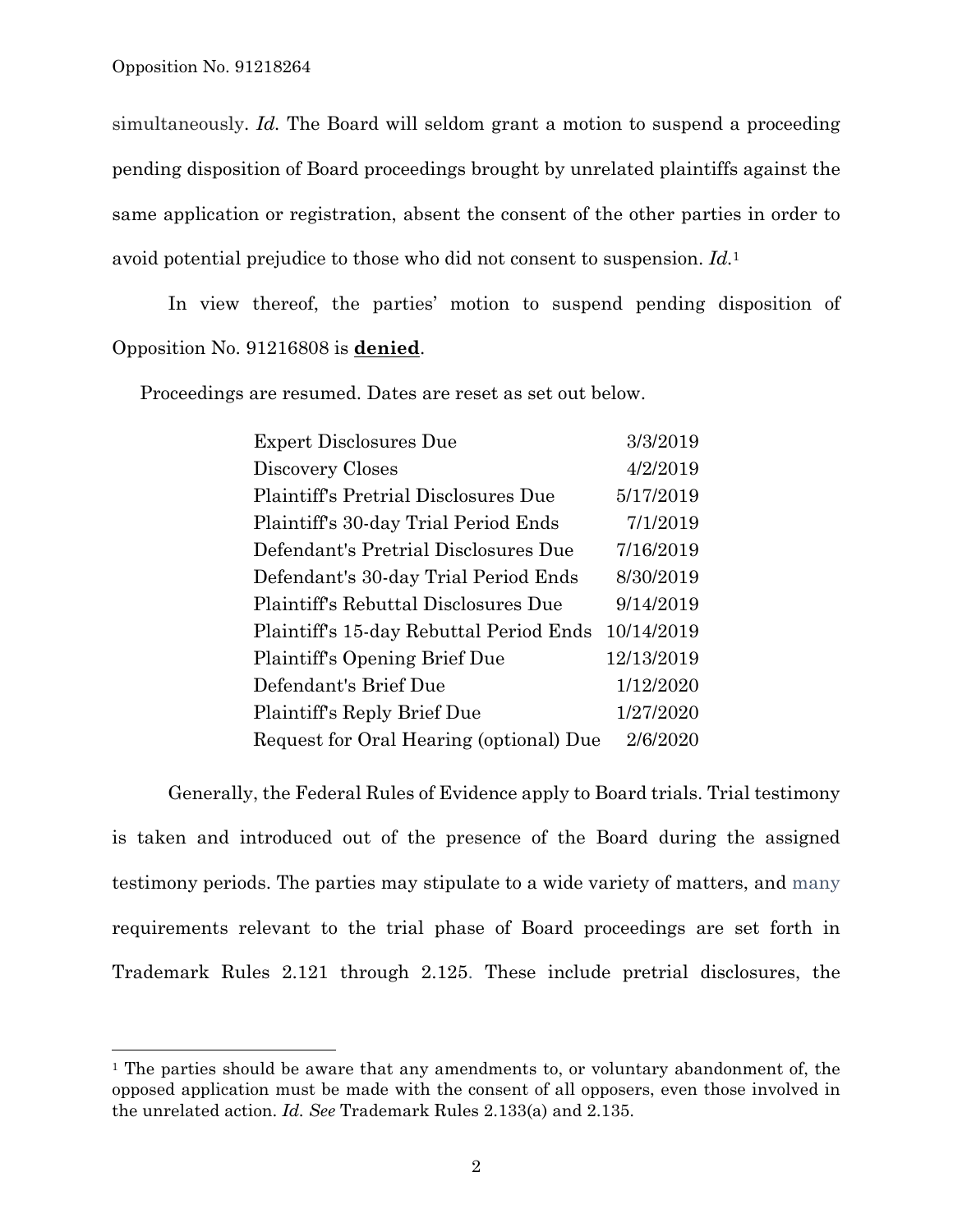simultaneously. *Id.* The Board will seldom grant a motion to suspend a proceeding pending disposition of Board proceedings brought by unrelated plaintiffs against the same application or registration, absent the consent of the other parties in order to avoid potential prejudice to those who did not consent to suspension. *Id.*[1]

In view thereof, the parties' motion to suspend pending disposition of Opposition No. 91216808 is **denied**.

Proceedings are resumed. Dates are reset as set out below.

| | |
|---|---|
| Expert Disclosures Due | 3/3/2019 |
| Discovery Closes | 4/2/2019 |
| Plaintiff's Pretrial Disclosures Due | 5/17/2019 |
| Plaintiff's 30-day Trial Period Ends | 7/1/2019 |
| Defendant's Pretrial Disclosures Due | 7/16/2019 |
| Defendant's 30-day Trial Period Ends | 8/30/2019 |
| Plaintiff's Rebuttal Disclosures Due | 9/14/2019 |
| Plaintiff's 15-day Rebuttal Period Ends | 10/14/2019 |
| Plaintiff's Opening Brief Due | 12/13/2019 |
| Defendant's Brief Due | 1/12/2020 |
| Plaintiff's Reply Brief Due | 1/27/2020 |
| Request for Oral Hearing (optional) Due | 2/6/2020 |

Generally, the Federal Rules of Evidence apply to Board trials. Trial testimony is taken and introduced out of the presence of the Board during the assigned testimony periods. The parties may stipulate to a wide variety of matters, and many requirements relevant to the trial phase of Board proceedings are set forth in Trademark Rules 2.121 through 2.125. These include pretrial disclosures, the

[1] The parties should be aware that any amendments to, or voluntary abandonment of, the opposed application must be made with the consent of all opposers, even those involved in the unrelated action. *Id. See* Trademark Rules 2.133(a) and 2.135.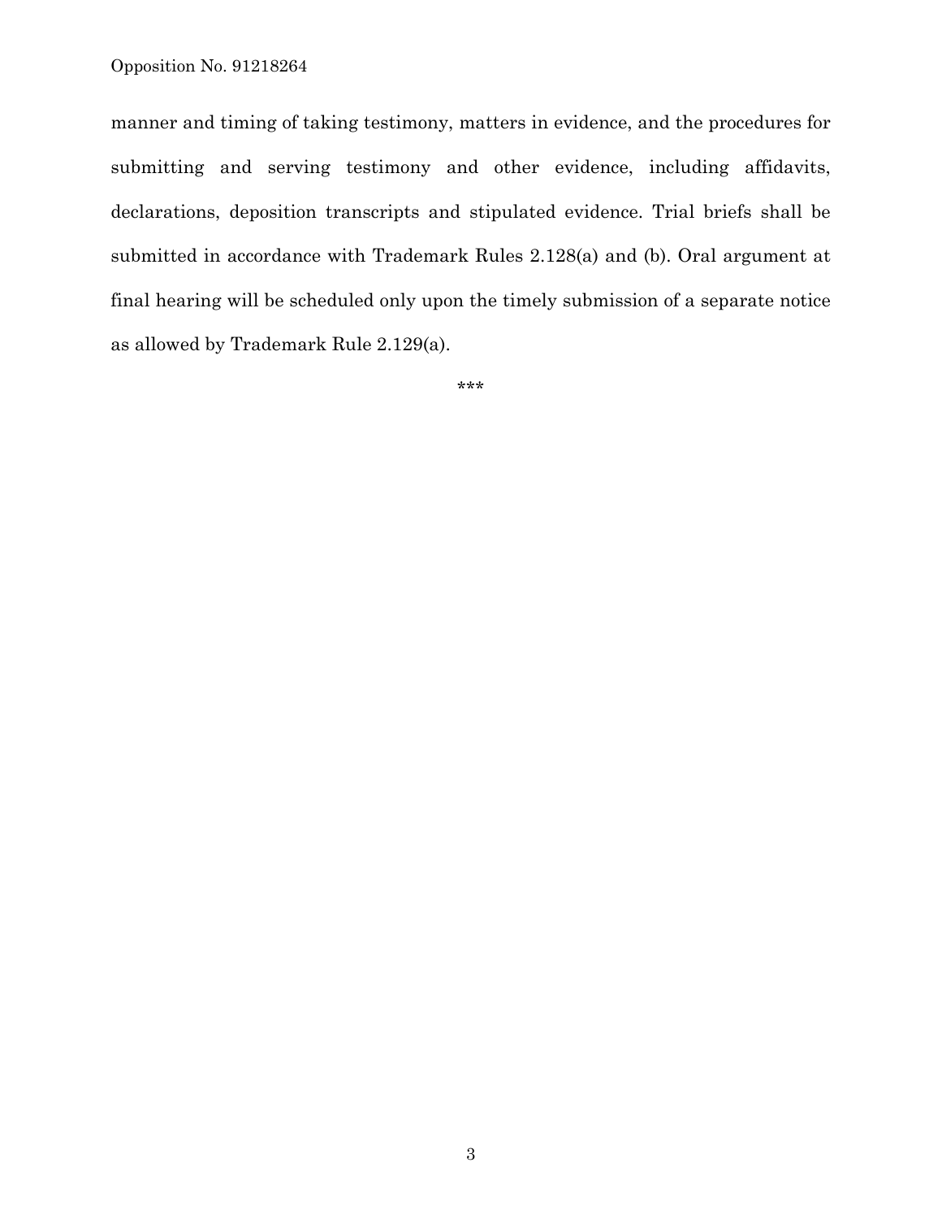manner and timing of taking testimony, matters in evidence, and the procedures for submitting and serving testimony and other evidence, including affidavits, declarations, deposition transcripts and stipulated evidence. Trial briefs shall be submitted in accordance with Trademark Rules 2.128(a) and (b). Oral argument at final hearing will be scheduled only upon the timely submission of a separate notice as allowed by Trademark Rule 2.129(a).

***